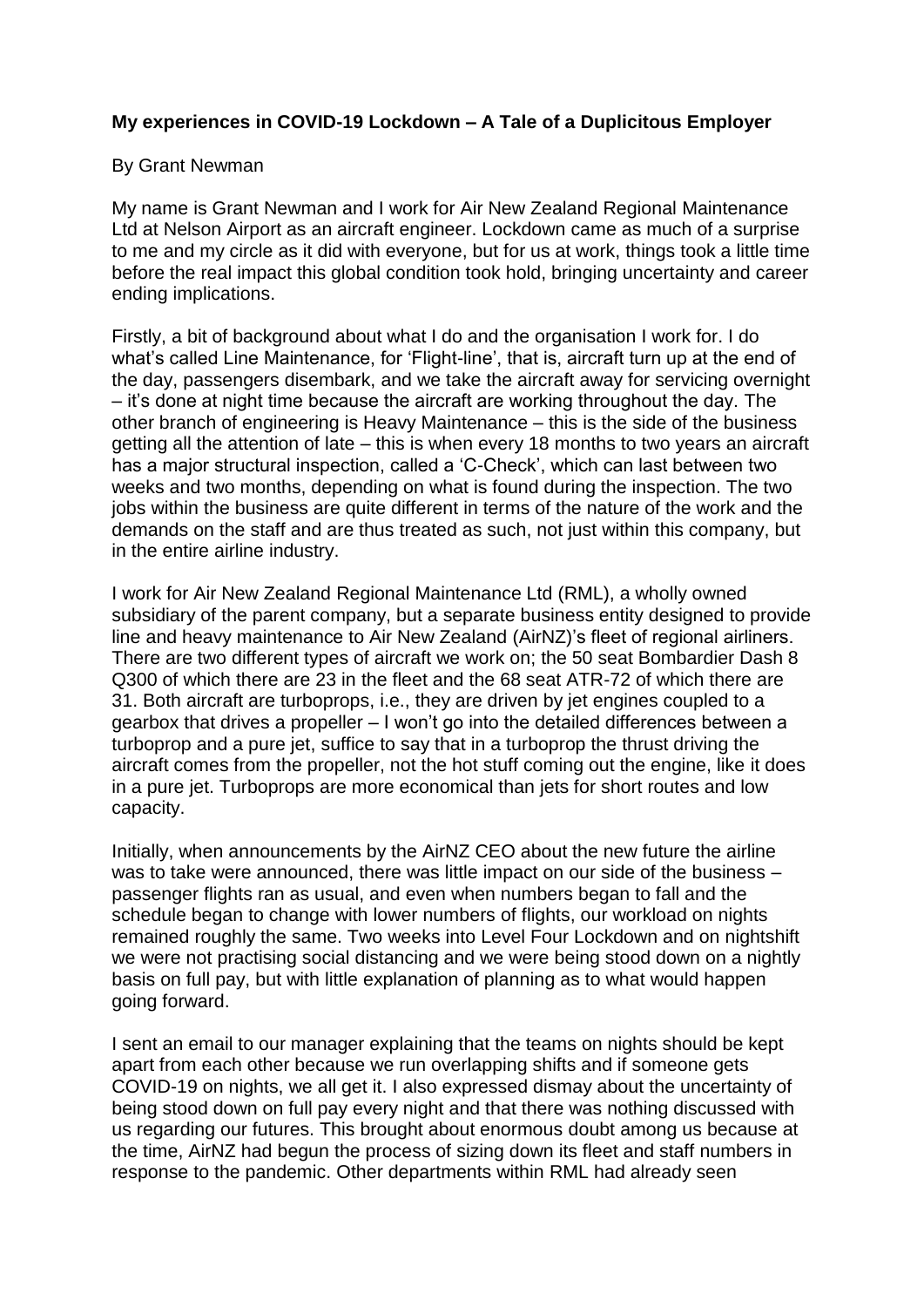**My experiences in COVID-19 Lockdown – A Tale of a Duplicitous Employer**

By Grant Newman

My name is Grant Newman and I work for Air New Zealand Regional Maintenance Ltd at Nelson Airport as an aircraft engineer. Lockdown came as much of a surprise to me and my circle as it did with everyone, but for us at work, things took a little time before the real impact this global condition took hold, bringing uncertainty and career ending implications.

Firstly, a bit of background about what I do and the organisation I work for. I do what's called Line Maintenance, for 'Flight-line', that is, aircraft turn up at the end of the day, passengers disembark, and we take the aircraft away for servicing overnight – it's done at night time because the aircraft are working throughout the day. The other branch of engineering is Heavy Maintenance – this is the side of the business getting all the attention of late – this is when every 18 months to two years an aircraft has a major structural inspection, called a 'C-Check', which can last between two weeks and two months, depending on what is found during the inspection. The two jobs within the business are quite different in terms of the nature of the work and the demands on the staff and are thus treated as such, not just within this company, but in the entire airline industry.

I work for Air New Zealand Regional Maintenance Ltd (RML), a wholly owned subsidiary of the parent company, but a separate business entity designed to provide line and heavy maintenance to Air New Zealand (AirNZ)'s fleet of regional airliners. There are two different types of aircraft we work on; the 50 seat Bombardier Dash 8 Q300 of which there are 23 in the fleet and the 68 seat ATR-72 of which there are 31. Both aircraft are turboprops, i.e., they are driven by jet engines coupled to a gearbox that drives a propeller – I won't go into the detailed differences between a turboprop and a pure jet, suffice to say that in a turboprop the thrust driving the aircraft comes from the propeller, not the hot stuff coming out the engine, like it does in a pure jet. Turboprops are more economical than jets for short routes and low capacity.

Initially, when announcements by the AirNZ CEO about the new future the airline was to take were announced, there was little impact on our side of the business – passenger flights ran as usual, and even when numbers began to fall and the schedule began to change with lower numbers of flights, our workload on nights remained roughly the same. Two weeks into Level Four Lockdown and on nightshift we were not practising social distancing and we were being stood down on a nightly basis on full pay, but with little explanation of planning as to what would happen going forward.

I sent an email to our manager explaining that the teams on nights should be kept apart from each other because we run overlapping shifts and if someone gets COVID-19 on nights, we all get it. I also expressed dismay about the uncertainty of being stood down on full pay every night and that there was nothing discussed with us regarding our futures. This brought about enormous doubt among us because at the time, AirNZ had begun the process of sizing down its fleet and staff numbers in response to the pandemic. Other departments within RML had already seen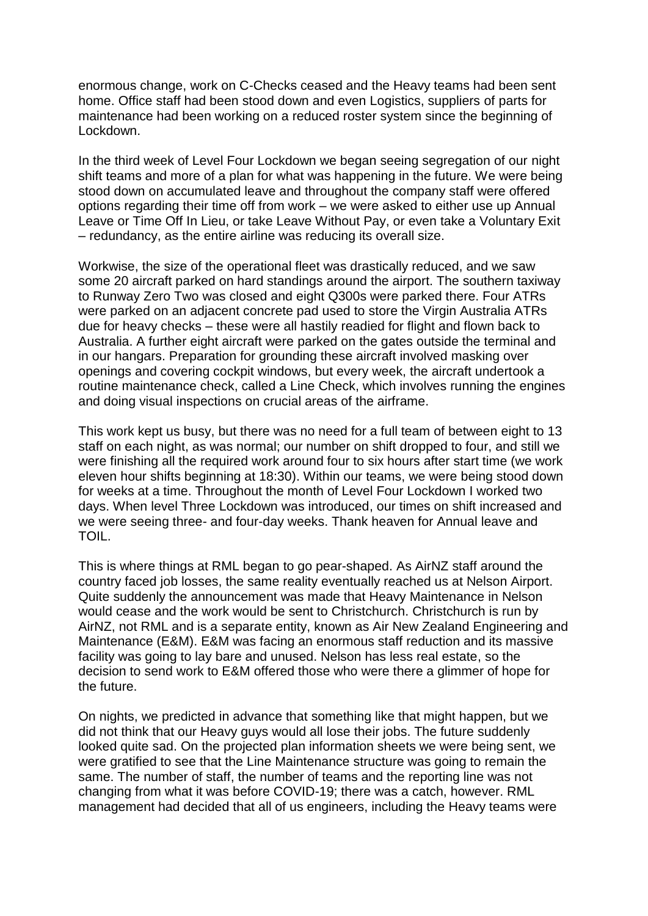enormous change, work on C-Checks ceased and the Heavy teams had been sent home. Office staff had been stood down and even Logistics, suppliers of parts for maintenance had been working on a reduced roster system since the beginning of Lockdown.

In the third week of Level Four Lockdown we began seeing segregation of our night shift teams and more of a plan for what was happening in the future. We were being stood down on accumulated leave and throughout the company staff were offered options regarding their time off from work – we were asked to either use up Annual Leave or Time Off In Lieu, or take Leave Without Pay, or even take a Voluntary Exit – redundancy, as the entire airline was reducing its overall size.

Workwise, the size of the operational fleet was drastically reduced, and we saw some 20 aircraft parked on hard standings around the airport. The southern taxiway to Runway Zero Two was closed and eight Q300s were parked there. Four ATRs were parked on an adjacent concrete pad used to store the Virgin Australia ATRs due for heavy checks – these were all hastily readied for flight and flown back to Australia. A further eight aircraft were parked on the gates outside the terminal and in our hangars. Preparation for grounding these aircraft involved masking over openings and covering cockpit windows, but every week, the aircraft undertook a routine maintenance check, called a Line Check, which involves running the engines and doing visual inspections on crucial areas of the airframe.

This work kept us busy, but there was no need for a full team of between eight to 13 staff on each night, as was normal; our number on shift dropped to four, and still we were finishing all the required work around four to six hours after start time (we work eleven hour shifts beginning at 18:30). Within our teams, we were being stood down for weeks at a time. Throughout the month of Level Four Lockdown I worked two days. When level Three Lockdown was introduced, our times on shift increased and we were seeing three- and four-day weeks. Thank heaven for Annual leave and TOIL.

This is where things at RML began to go pear-shaped. As AirNZ staff around the country faced job losses, the same reality eventually reached us at Nelson Airport. Quite suddenly the announcement was made that Heavy Maintenance in Nelson would cease and the work would be sent to Christchurch. Christchurch is run by AirNZ, not RML and is a separate entity, known as Air New Zealand Engineering and Maintenance (E&M). E&M was facing an enormous staff reduction and its massive facility was going to lay bare and unused. Nelson has less real estate, so the decision to send work to E&M offered those who were there a glimmer of hope for the future.

On nights, we predicted in advance that something like that might happen, but we did not think that our Heavy guys would all lose their jobs. The future suddenly looked quite sad. On the projected plan information sheets we were being sent, we were gratified to see that the Line Maintenance structure was going to remain the same. The number of staff, the number of teams and the reporting line was not changing from what it was before COVID-19; there was a catch, however. RML management had decided that all of us engineers, including the Heavy teams were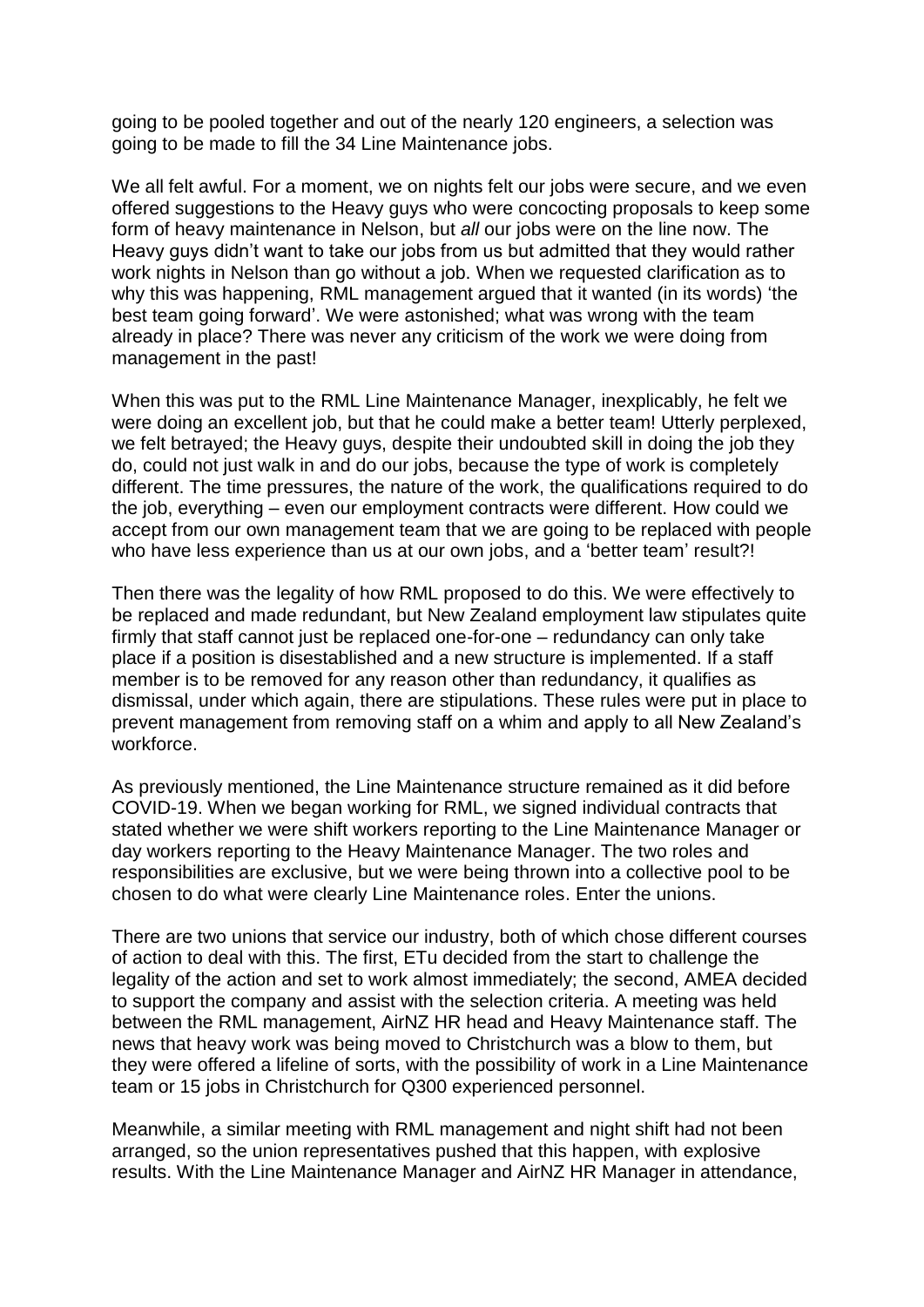going to be pooled together and out of the nearly 120 engineers, a selection was going to be made to fill the 34 Line Maintenance jobs.

We all felt awful. For a moment, we on nights felt our jobs were secure, and we even offered suggestions to the Heavy guys who were concocting proposals to keep some form of heavy maintenance in Nelson, but *all* our jobs were on the line now. The Heavy guys didn't want to take our jobs from us but admitted that they would rather work nights in Nelson than go without a job. When we requested clarification as to why this was happening, RML management argued that it wanted (in its words) 'the best team going forward'. We were astonished; what was wrong with the team already in place? There was never any criticism of the work we were doing from management in the past!

When this was put to the RML Line Maintenance Manager, inexplicably, he felt we were doing an excellent job, but that he could make a better team! Utterly perplexed, we felt betrayed; the Heavy guys, despite their undoubted skill in doing the job they do, could not just walk in and do our jobs, because the type of work is completely different. The time pressures, the nature of the work, the qualifications required to do the job, everything – even our employment contracts were different. How could we accept from our own management team that we are going to be replaced with people who have less experience than us at our own jobs, and a 'better team' result?!

Then there was the legality of how RML proposed to do this. We were effectively to be replaced and made redundant, but New Zealand employment law stipulates quite firmly that staff cannot just be replaced one-for-one – redundancy can only take place if a position is disestablished and a new structure is implemented. If a staff member is to be removed for any reason other than redundancy, it qualifies as dismissal, under which again, there are stipulations. These rules were put in place to prevent management from removing staff on a whim and apply to all New Zealand's workforce.

As previously mentioned, the Line Maintenance structure remained as it did before COVID-19. When we began working for RML, we signed individual contracts that stated whether we were shift workers reporting to the Line Maintenance Manager or day workers reporting to the Heavy Maintenance Manager. The two roles and responsibilities are exclusive, but we were being thrown into a collective pool to be chosen to do what were clearly Line Maintenance roles. Enter the unions.

There are two unions that service our industry, both of which chose different courses of action to deal with this. The first, ETu decided from the start to challenge the legality of the action and set to work almost immediately; the second, AMEA decided to support the company and assist with the selection criteria. A meeting was held between the RML management, AirNZ HR head and Heavy Maintenance staff. The news that heavy work was being moved to Christchurch was a blow to them, but they were offered a lifeline of sorts, with the possibility of work in a Line Maintenance team or 15 jobs in Christchurch for Q300 experienced personnel.

Meanwhile, a similar meeting with RML management and night shift had not been arranged, so the union representatives pushed that this happen, with explosive results. With the Line Maintenance Manager and AirNZ HR Manager in attendance,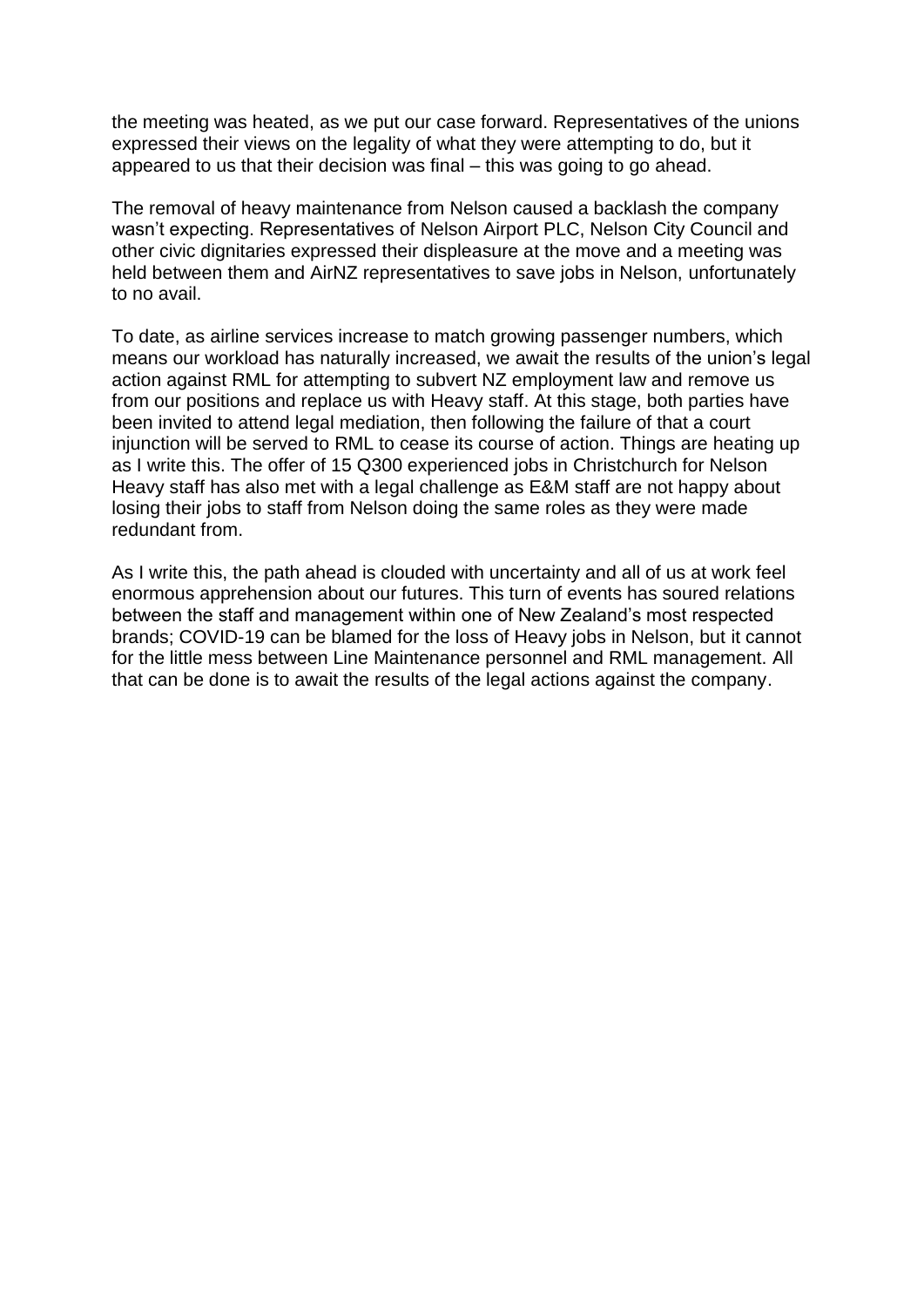the meeting was heated, as we put our case forward. Representatives of the unions expressed their views on the legality of what they were attempting to do, but it appeared to us that their decision was final – this was going to go ahead.

The removal of heavy maintenance from Nelson caused a backlash the company wasn't expecting. Representatives of Nelson Airport PLC, Nelson City Council and other civic dignitaries expressed their displeasure at the move and a meeting was held between them and AirNZ representatives to save jobs in Nelson, unfortunately to no avail.

To date, as airline services increase to match growing passenger numbers, which means our workload has naturally increased, we await the results of the union's legal action against RML for attempting to subvert NZ employment law and remove us from our positions and replace us with Heavy staff. At this stage, both parties have been invited to attend legal mediation, then following the failure of that a court injunction will be served to RML to cease its course of action. Things are heating up as I write this. The offer of 15 Q300 experienced jobs in Christchurch for Nelson Heavy staff has also met with a legal challenge as E&M staff are not happy about losing their jobs to staff from Nelson doing the same roles as they were made redundant from.

As I write this, the path ahead is clouded with uncertainty and all of us at work feel enormous apprehension about our futures. This turn of events has soured relations between the staff and management within one of New Zealand's most respected brands; COVID-19 can be blamed for the loss of Heavy jobs in Nelson, but it cannot for the little mess between Line Maintenance personnel and RML management. All that can be done is to await the results of the legal actions against the company.